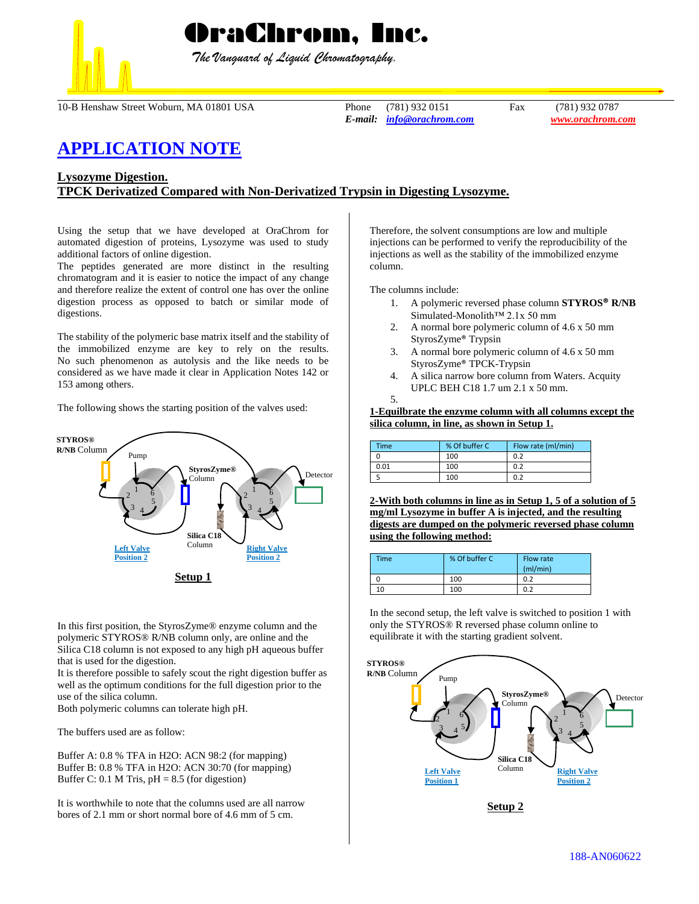# OraChrom, Inc.

*The Vanguard of Liquid Chromatography.*

10-B Henshaw Street Woburn, MA 01801 USA Phone (781) 932 0151 Fax (781) 932 0787
*E-mail:* info@orachrom.com www.orachrom.com

# APPLICATION NOTE

## Lysozyme Digestion.
## TPCK Derivatized Compared with Non-Derivatized Trypsin in Digesting Lysozyme.

Using the setup that we have developed at OraChrom for automated digestion of proteins, Lysozyme was used to study additional factors of online digestion.
The peptides generated are more distinct in the resulting chromatogram and it is easier to notice the impact of any change and therefore realize the extent of control one has over the entire digestion process as opposed to batch or similar mode of digestions.

The stability of the polymeric base matrix itself and the stability of the immobilized enzyme are key to rely on the results. No such phenomenon as autolysis and the like needs to be considered as we have made it clear in Application Notes 142 or 153 among others.

The following shows the starting position of the valves used:

STYROS® R/NB Column — Pump — StyrosZyme® Column — Detector — Silica C18 Column — Left Valve Position 2 — Right Valve Position 2

**Setup 1**

In this first position, the StyrosZyme® enzyme column and the polymeric STYROS® R/NB column only, are online and the Silica C18 column is not exposed to any high pH aqueous buffer that is used for the digestion.
It is therefore possible to safely scout the right digestion buffer as well as the optimum conditions for the full digestion prior to the use of the silica column.
Both polymeric columns can tolerate high pH.

The buffers used are as follow:

Buffer A: 0.8 % TFA in H2O: ACN 98:2 (for mapping)
Buffer B: 0.8 % TFA in H2O: ACN 30:70 (for mapping)
Buffer C: 0.1 M Tris, pH = 8.5 (for digestion)

It is worthwhile to note that the columns used are all narrow bores of 2.1 mm or short normal bore of 4.6 mm of 5 cm.

Therefore, the solvent consumptions are low and multiple injections can be performed to verify the reproducibility of the injections as well as the stability of the immobilized enzyme column.

The columns include:

1. A polymeric reversed phase column **STYROS® R/NB** Simulated-Monolith™ 2.1x 50 mm
2. A normal bore polymeric column of 4.6 x 50 mm StyrosZyme® Trypsin
3. A normal bore polymeric column of 4.6 x 50 mm StyrosZyme® TPCK-Trypsin
4. A silica narrow bore column from Waters. Acquity UPLC BEH C18 1.7 um 2.1 x 50 mm.
5.

**1-Equilbrate the enzyme column with all columns except the silica column, in line, as shown in Setup 1.**

| Time | % Of buffer C | Flow rate (ml/min) |
|---|---|---|
| 0 | 100 | 0.2 |
| 0.01 | 100 | 0.2 |
| 5 | 100 | 0.2 |

**2-With both columns in line as in Setup 1, 5 of a solution of 5 mg/ml Lysozyme in buffer A is injected, and the resulting digests are dumped on the polymeric reversed phase column using the following method:**

| Time | % Of buffer C | Flow rate (ml/min) |
|---|---|---|
| 0 | 100 | 0.2 |
| 10 | 100 | 0.2 |

In the second setup, the left valve is switched to position 1 with only the STYROS® R reversed phase column online to equilibrate it with the starting gradient solvent.

STYROS® R/NB Column — Pump — StyrosZyme® Column — Detector — Silica C18 Column — Left Valve Position 1 — Right Valve Position 2

**Setup 2**

188-AN060622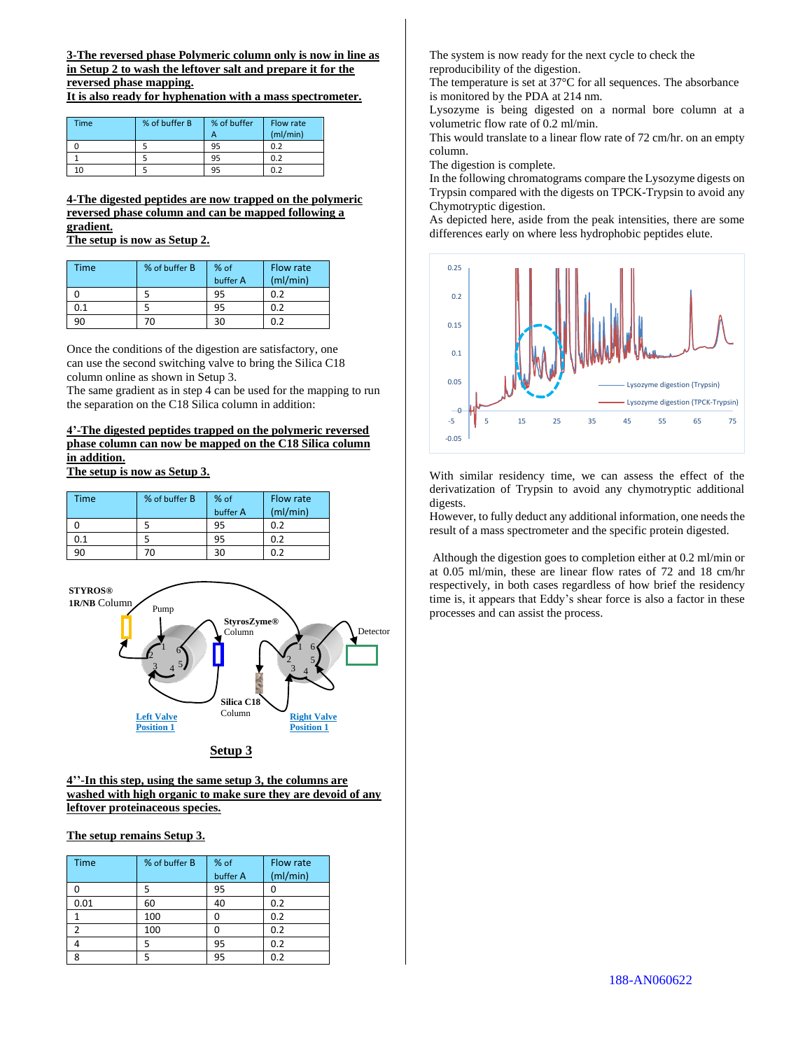**3-The reversed phase Polymeric column only is now in line as in Setup 2 to wash the leftover salt and prepare it for the reversed phase mapping.**
**It is also ready for hyphenation with a mass spectrometer.**

| Time | % of buffer B | % of buffer A | Flow rate (ml/min) |
|---|---|---|---|
| 0 | 5 | 95 | 0.2 |
| 1 | 5 | 95 | 0.2 |
| 10 | 5 | 95 | 0.2 |

**4-The digested peptides are now trapped on the polymeric reversed phase column and can be mapped following a gradient.**
**The setup is now as Setup 2.**

| Time | % of buffer B | % of buffer A | Flow rate (ml/min) |
|---|---|---|---|
| 0 | 5 | 95 | 0.2 |
| 0.1 | 5 | 95 | 0.2 |
| 90 | 70 | 30 | 0.2 |

Once the conditions of the digestion are satisfactory, one can use the second switching valve to bring the Silica C18 column online as shown in Setup 3.
The same gradient as in step 4 can be used for the mapping to run the separation on the C18 Silica column in addition:

**4'-The digested peptides trapped on the polymeric reversed phase column can now be mapped on the C18 Silica column in addition.**
**The setup is now as Setup 3.**

| Time | % of buffer B | % of buffer A | Flow rate (ml/min) |
|---|---|---|---|
| 0 | 5 | 95 | 0.2 |
| 0.1 | 5 | 95 | 0.2 |
| 90 | 70 | 30 | 0.2 |

STYROS® 1R/NB Column, Pump, StyrosZyme® Column, Detector, Silica C18 Column, Left Valve Position 1, Right Valve Position 1

**Setup 3**

**4''-In this step, using the same setup 3, the columns are washed with high organic to make sure they are devoid of any leftover proteinaceous species.**

**The setup remains Setup 3.**

| Time | % of buffer B | % of buffer A | Flow rate (ml/min) |
|---|---|---|---|
| 0 | 5 | 95 | 0 |
| 0.01 | 60 | 40 | 0.2 |
| 1 | 100 | 0 | 0.2 |
| 2 | 100 | 0 | 0.2 |
| 4 | 5 | 95 | 0.2 |
| 8 | 5 | 95 | 0.2 |

The system is now ready for the next cycle to check the reproducibility of the digestion.
The temperature is set at 37°C for all sequences. The absorbance is monitored by the PDA at 214 nm.
Lysozyme is being digested on a normal bore column at a volumetric flow rate of 0.2 ml/min.
This would translate to a linear flow rate of 72 cm/hr. on an empty column.
The digestion is complete.
In the following chromatograms compare the Lysozyme digests on Trypsin compared with the digests on TPCK-Trypsin to avoid any Chymotryptic digestion.
As depicted here, aside from the peak intensities, there are some differences early on where less hydrophobic peptides elute.

Lysozyme digestion (Trypsin), Lysozyme digestion (TPCK-Trypsin)

With similar residency time, we can assess the effect of the derivatization of Trypsin to avoid any chymotryptic additional digests.
However, to fully deduct any additional information, one needs the result of a mass spectrometer and the specific protein digested.

Although the digestion goes to completion either at 0.2 ml/min or at 0.05 ml/min, these are linear flow rates of 72 and 18 cm/hr respectively, in both cases regardless of how brief the residency time is, it appears that Eddy's shear force is also a factor in these processes and can assist the process.

188-AN060622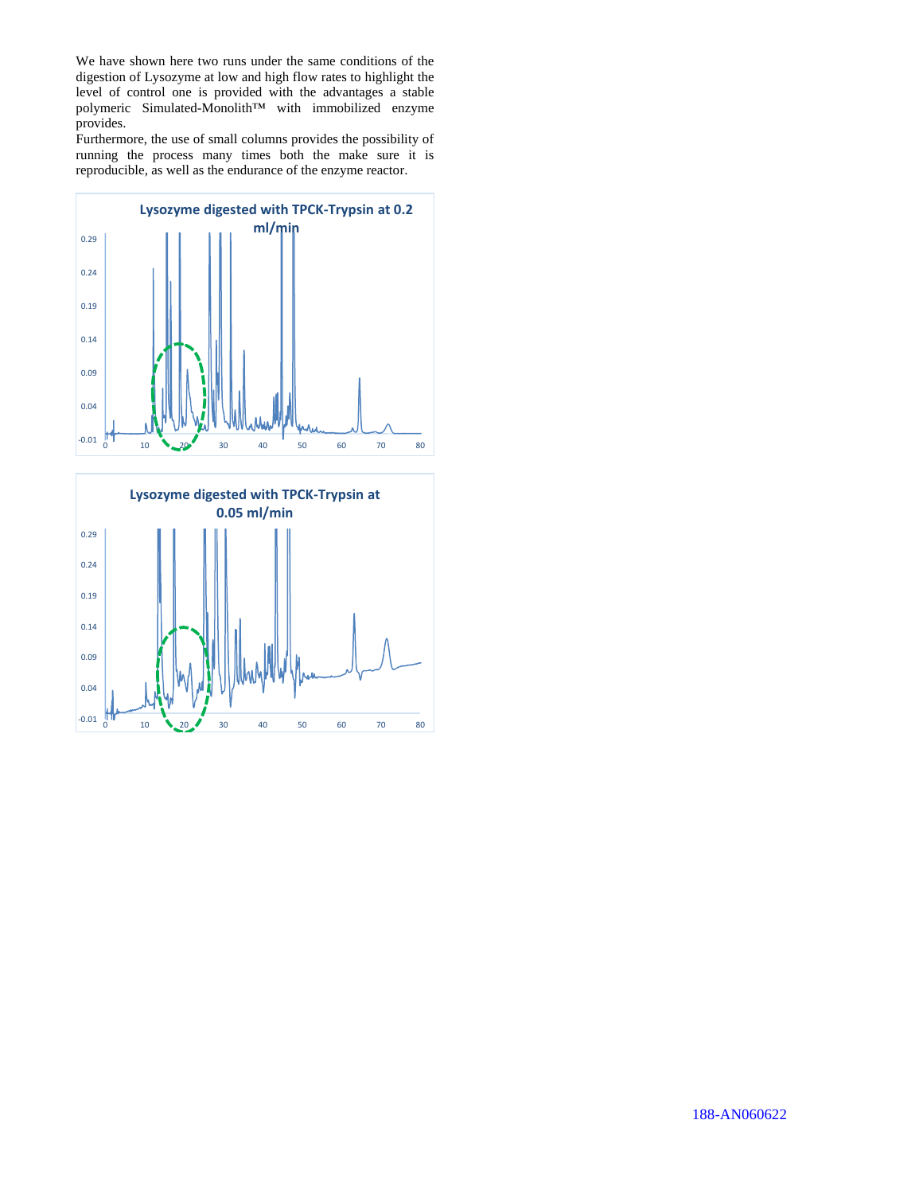We have shown here two runs under the same conditions of the digestion of Lysozyme at low and high flow rates to highlight the level of control one is provided with the advantages a stable polymeric Simulated-Monolith™ with immobilized enzyme provides.

Furthermore, the use of small columns provides the possibility of running the process many times both the make sure it is reproducible, as well as the endurance of the enzyme reactor.

Lysozyme digested with TPCK-Trypsin at 0.2 ml/min

0.29
0.24
0.19
0.14
0.09
0.04
-0.01
0
10
20
30
40
50
60
70
80

Lysozyme digested with TPCK-Trypsin at 0.05 ml/min

0.29
0.24
0.19
0.14
0.09
0.04
-0.01
0
10
20
30
40
50
60
70
80

188-AN060622